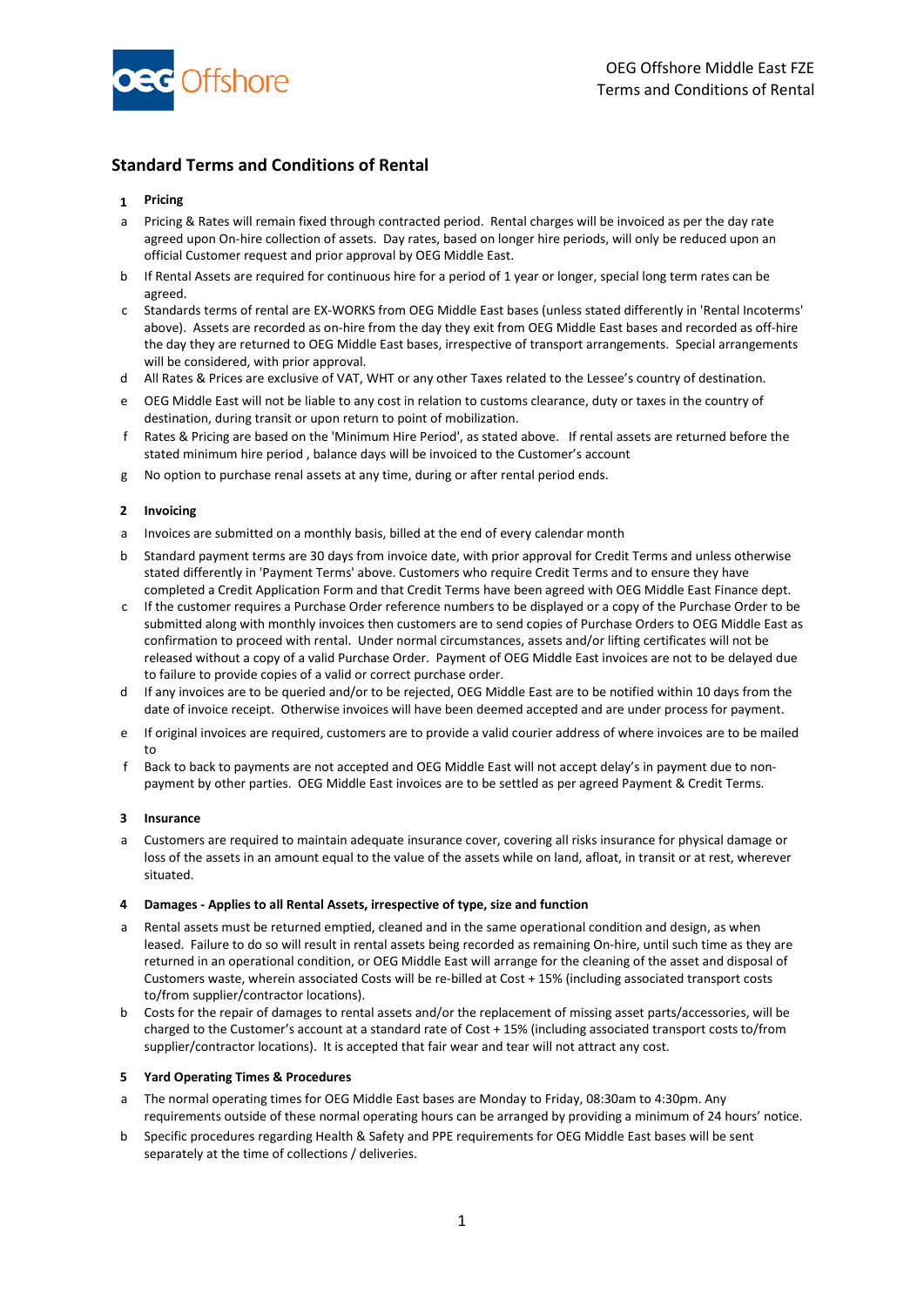OEG Offshore Middle East FZE
Terms and Conditions of Rental

## Standard Terms and Conditions of Rental

### 1 Pricing

a Pricing & Rates will remain fixed through contracted period. Rental charges will be invoiced as per the day rate agreed upon On-hire collection of assets. Day rates, based on longer hire periods, will only be reduced upon an official Customer request and prior approval by OEG Middle East.

b If Rental Assets are required for continuous hire for a period of 1 year or longer, special long term rates can be agreed.

c Standards terms of rental are EX-WORKS from OEG Middle East bases (unless stated differently in 'Rental Incoterms' above). Assets are recorded as on-hire from the day they exit from OEG Middle East bases and recorded as off-hire the day they are returned to OEG Middle East bases, irrespective of transport arrangements. Special arrangements will be considered, with prior approval.

d All Rates & Prices are exclusive of VAT, WHT or any other Taxes related to the Lessee's country of destination.

e OEG Middle East will not be liable to any cost in relation to customs clearance, duty or taxes in the country of destination, during transit or upon return to point of mobilization.

f Rates & Pricing are based on the 'Minimum Hire Period', as stated above. If rental assets are returned before the stated minimum hire period , balance days will be invoiced to the Customer's account

g No option to purchase renal assets at any time, during or after rental period ends.

### 2 Invoicing

a Invoices are submitted on a monthly basis, billed at the end of every calendar month

b Standard payment terms are 30 days from invoice date, with prior approval for Credit Terms and unless otherwise stated differently in 'Payment Terms' above. Customers who require Credit Terms and to ensure they have completed a Credit Application Form and that Credit Terms have been agreed with OEG Middle East Finance dept.

c If the customer requires a Purchase Order reference numbers to be displayed or a copy of the Purchase Order to be submitted along with monthly invoices then customers are to send copies of Purchase Orders to OEG Middle East as confirmation to proceed with rental. Under normal circumstances, assets and/or lifting certificates will not be released without a copy of a valid Purchase Order. Payment of OEG Middle East invoices are not to be delayed due to failure to provide copies of a valid or correct purchase order.

d If any invoices are to be queried and/or to be rejected, OEG Middle East are to be notified within 10 days from the date of invoice receipt. Otherwise invoices will have been deemed accepted and are under process for payment.

e If original invoices are required, customers are to provide a valid courier address of where invoices are to be mailed to

f Back to back to payments are not accepted and OEG Middle East will not accept delay's in payment due to non-payment by other parties. OEG Middle East invoices are to be settled as per agreed Payment & Credit Terms.

### 3 Insurance

a Customers are required to maintain adequate insurance cover, covering all risks insurance for physical damage or loss of the assets in an amount equal to the value of the assets while on land, afloat, in transit or at rest, wherever situated.

### 4 Damages - Applies to all Rental Assets, irrespective of type, size and function

a Rental assets must be returned emptied, cleaned and in the same operational condition and design, as when leased. Failure to do so will result in rental assets being recorded as remaining On-hire, until such time as they are returned in an operational condition, or OEG Middle East will arrange for the cleaning of the asset and disposal of Customers waste, wherein associated Costs will be re-billed at Cost + 15% (including associated transport costs to/from supplier/contractor locations).

b Costs for the repair of damages to rental assets and/or the replacement of missing asset parts/accessories, will be charged to the Customer's account at a standard rate of Cost + 15% (including associated transport costs to/from supplier/contractor locations). It is accepted that fair wear and tear will not attract any cost.

### 5 Yard Operating Times & Procedures

a The normal operating times for OEG Middle East bases are Monday to Friday, 08:30am to 4:30pm. Any requirements outside of these normal operating hours can be arranged by providing a minimum of 24 hours' notice.

b Specific procedures regarding Health & Safety and PPE requirements for OEG Middle East bases will be sent separately at the time of collections / deliveries.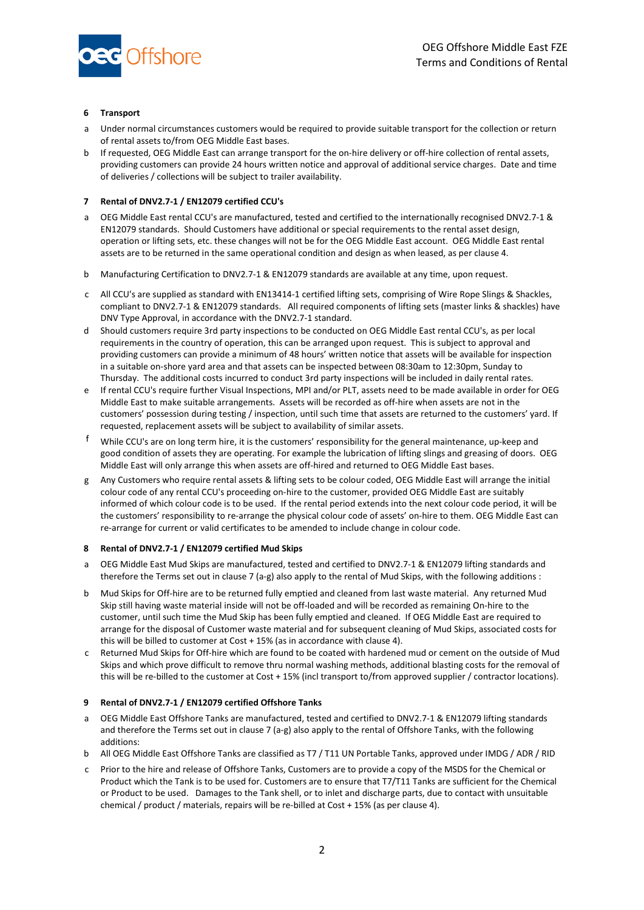## 6 Transport

a Under normal circumstances customers would be required to provide suitable transport for the collection or return of rental assets to/from OEG Middle East bases.

b If requested, OEG Middle East can arrange transport for the on-hire delivery or off-hire collection of rental assets, providing customers can provide 24 hours written notice and approval of additional service charges. Date and time of deliveries / collections will be subject to trailer availability.

## 7 Rental of DNV2.7-1 / EN12079 certified CCU's

a OEG Middle East rental CCU's are manufactured, tested and certified to the internationally recognised DNV2.7-1 & EN12079 standards. Should Customers have additional or special requirements to the rental asset design, operation or lifting sets, etc. these changes will not be for the OEG Middle East account. OEG Middle East rental assets are to be returned in the same operational condition and design as when leased, as per clause 4.

b Manufacturing Certification to DNV2.7-1 & EN12079 standards are available at any time, upon request.

c All CCU's are supplied as standard with EN13414-1 certified lifting sets, comprising of Wire Rope Slings & Shackles, compliant to DNV2.7-1 & EN12079 standards. All required components of lifting sets (master links & shackles) have DNV Type Approval, in accordance with the DNV2.7-1 standard.

d Should customers require 3rd party inspections to be conducted on OEG Middle East rental CCU's, as per local requirements in the country of operation, this can be arranged upon request. This is subject to approval and providing customers can provide a minimum of 48 hours' written notice that assets will be available for inspection in a suitable on-shore yard area and that assets can be inspected between 08:30am to 12:30pm, Sunday to Thursday. The additional costs incurred to conduct 3rd party inspections will be included in daily rental rates.

e If rental CCU's require further Visual Inspections, MPI and/or PLT, assets need to be made available in order for OEG Middle East to make suitable arrangements. Assets will be recorded as off-hire when assets are not in the customers' possession during testing / inspection, until such time that assets are returned to the customers' yard. If requested, replacement assets will be subject to availability of similar assets.

f While CCU's are on long term hire, it is the customers' responsibility for the general maintenance, up-keep and good condition of assets they are operating. For example the lubrication of lifting slings and greasing of doors. OEG Middle East will only arrange this when assets are off-hired and returned to OEG Middle East bases.

g Any Customers who require rental assets & lifting sets to be colour coded, OEG Middle East will arrange the initial colour code of any rental CCU's proceeding on-hire to the customer, provided OEG Middle East are suitably informed of which colour code is to be used. If the rental period extends into the next colour code period, it will be the customers' responsibility to re-arrange the physical colour code of assets' on-hire to them. OEG Middle East can re-arrange for current or valid certificates to be amended to include change in colour code.

## 8 Rental of DNV2.7-1 / EN12079 certified Mud Skips

a OEG Middle East Mud Skips are manufactured, tested and certified to DNV2.7-1 & EN12079 lifting standards and therefore the Terms set out in clause 7 (a-g) also apply to the rental of Mud Skips, with the following additions :

b Mud Skips for Off-hire are to be returned fully emptied and cleaned from last waste material. Any returned Mud Skip still having waste material inside will not be off-loaded and will be recorded as remaining On-hire to the customer, until such time the Mud Skip has been fully emptied and cleaned. If OEG Middle East are required to arrange for the disposal of Customer waste material and for subsequent cleaning of Mud Skips, associated costs for this will be billed to customer at Cost + 15% (as in accordance with clause 4).

c Returned Mud Skips for Off-hire which are found to be coated with hardened mud or cement on the outside of Mud Skips and which prove difficult to remove thru normal washing methods, additional blasting costs for the removal of this will be re-billed to the customer at Cost + 15% (incl transport to/from approved supplier / contractor locations).

## 9 Rental of DNV2.7-1 / EN12079 certified Offshore Tanks

a OEG Middle East Offshore Tanks are manufactured, tested and certified to DNV2.7-1 & EN12079 lifting standards and therefore the Terms set out in clause 7 (a-g) also apply to the rental of Offshore Tanks, with the following additions:

b All OEG Middle East Offshore Tanks are classified as T7 / T11 UN Portable Tanks, approved under IMDG / ADR / RID

c Prior to the hire and release of Offshore Tanks, Customers are to provide a copy of the MSDS for the Chemical or Product which the Tank is to be used for. Customers are to ensure that T7/T11 Tanks are sufficient for the Chemical or Product to be used. Damages to the Tank shell, or to inlet and discharge parts, due to contact with unsuitable chemical / product / materials, repairs will be re-billed at Cost + 15% (as per clause 4).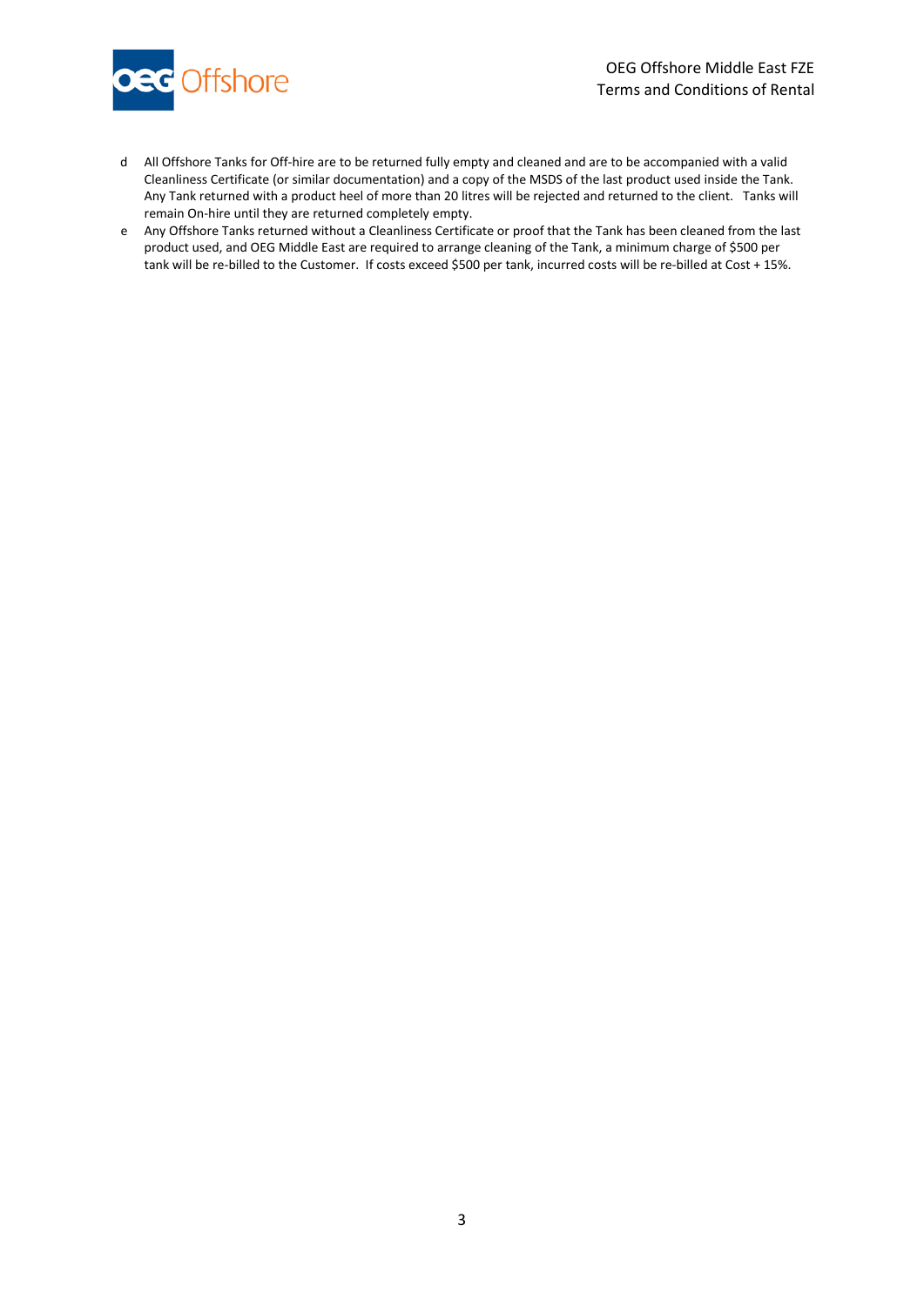d. All Offshore Tanks for Off-hire are to be returned fully empty and cleaned and are to be accompanied with a valid Cleanliness Certificate (or similar documentation) and a copy of the MSDS of the last product used inside the Tank. Any Tank returned with a product heel of more than 20 litres will be rejected and returned to the client. Tanks will remain On-hire until they are returned completely empty.

e. Any Offshore Tanks returned without a Cleanliness Certificate or proof that the Tank has been cleaned from the last product used, and OEG Middle East are required to arrange cleaning of the Tank, a minimum charge of $500 per tank will be re-billed to the Customer. If costs exceed $500 per tank, incurred costs will be re-billed at Cost + 15%.